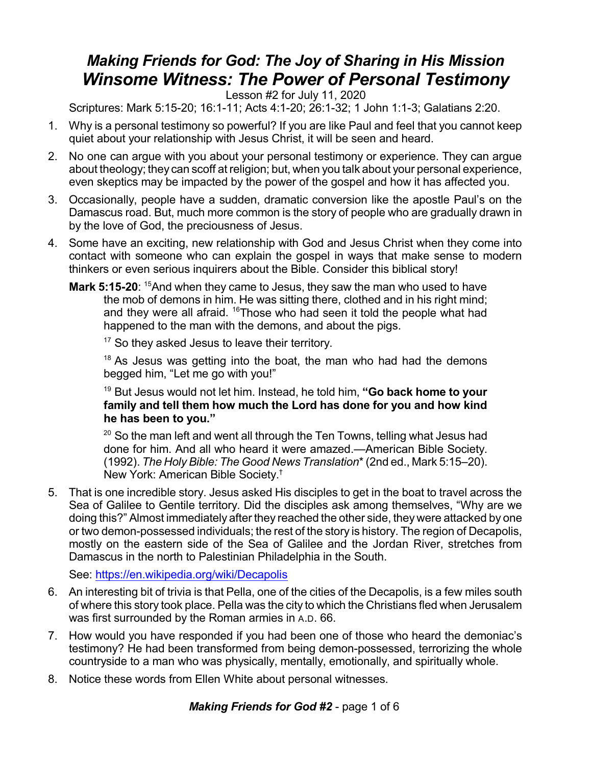# *Making Friends for God: The Joy of Sharing in His Mission*
# *Winsome Witness: The Power of Personal Testimony*

Lesson #2 for July 11, 2020

Scriptures: Mark 5:15-20; 16:1-11; Acts 4:1-20; 26:1-32; 1 John 1:1-3; Galatians 2:20.

1. Why is a personal testimony so powerful? If you are like Paul and feel that you cannot keep quiet about your relationship with Jesus Christ, it will be seen and heard.
2. No one can argue with you about your personal testimony or experience. They can argue about theology; they can scoff at religion; but, when you talk about your personal experience, even skeptics may be impacted by the power of the gospel and how it has affected you.
3. Occasionally, people have a sudden, dramatic conversion like the apostle Paul's on the Damascus road. But, much more common is the story of people who are gradually drawn in by the love of God, the preciousness of Jesus.
4. Some have an exciting, new relationship with God and Jesus Christ when they come into contact with someone who can explain the gospel in ways that make sense to modern thinkers or even serious inquirers about the Bible. Consider this biblical story!

   **Mark 5:15-20**: [15]And when they came to Jesus, they saw the man who used to have the mob of demons in him. He was sitting there, clothed and in his right mind; and they were all afraid. [16]Those who had seen it told the people what had happened to the man with the demons, and about the pigs.

   [17] So they asked Jesus to leave their territory.

   [18] As Jesus was getting into the boat, the man who had had the demons begged him, "Let me go with you!"

   [19] But Jesus would not let him. Instead, he told him, **"Go back home to your family and tell them how much the Lord has done for you and how kind he has been to you."**

   [20] So the man left and went all through the Ten Towns, telling what Jesus had done for him. And all who heard it were amazed.—American Bible Society. (1992). *The Holy Bible: The Good News Translation*\* (2nd ed., Mark 5:15–20). New York: American Bible Society.†

5. That is one incredible story. Jesus asked His disciples to get in the boat to travel across the Sea of Galilee to Gentile territory. Did the disciples ask among themselves, "Why are we doing this?" Almost immediately after they reached the other side, they were attacked by one or two demon-possessed individuals; the rest of the story is history. The region of Decapolis, mostly on the eastern side of the Sea of Galilee and the Jordan River, stretches from Damascus in the north to Palestinian Philadelphia in the South.

   See: https://en.wikipedia.org/wiki/Decapolis

6. An interesting bit of trivia is that Pella, one of the cities of the Decapolis, is a few miles south of where this story took place. Pella was the city to which the Christians fled when Jerusalem was first surrounded by the Roman armies in A.D. 66.
7. How would you have responded if you had been one of those who heard the demoniac's testimony? He had been transformed from being demon-possessed, terrorizing the whole countryside to a man who was physically, mentally, emotionally, and spiritually whole.
8. Notice these words from Ellen White about personal witnesses.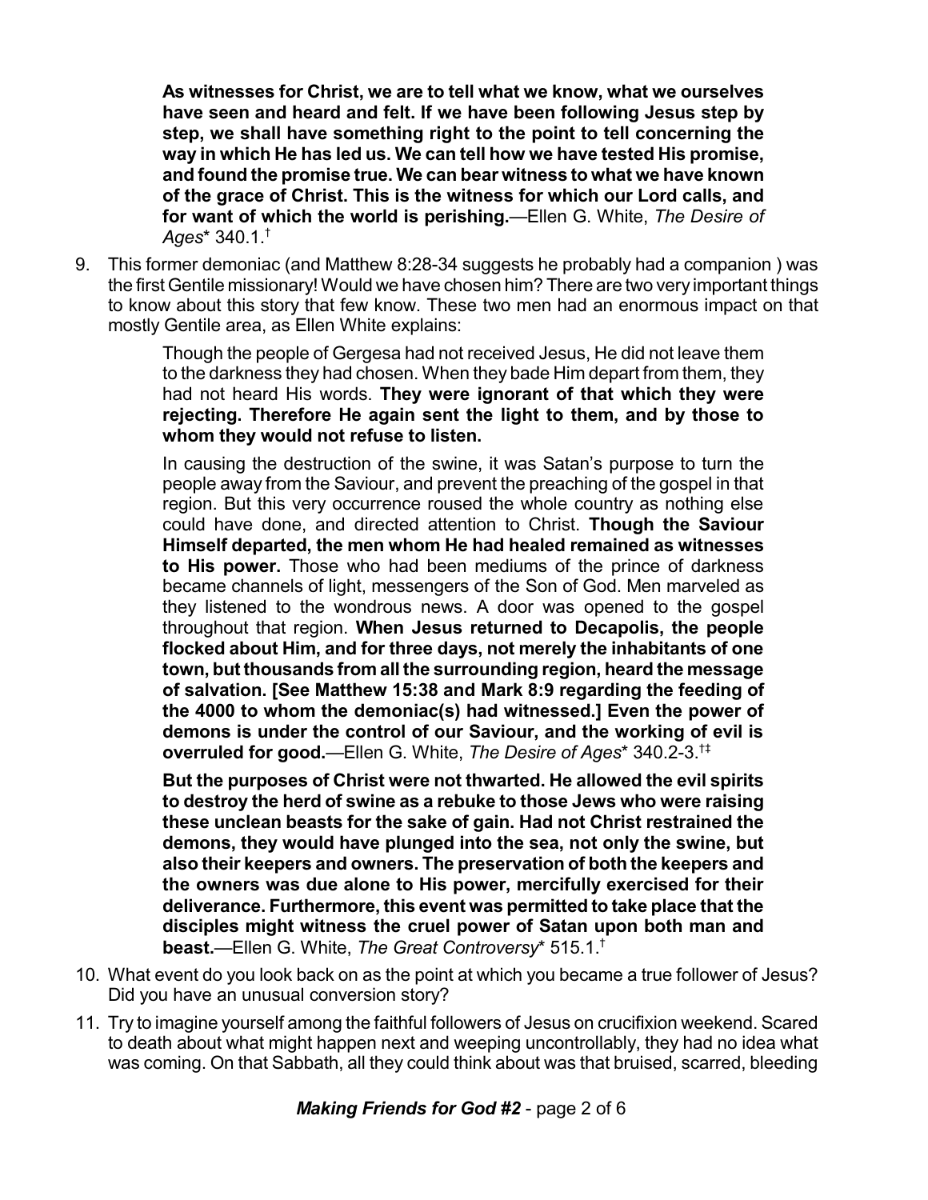> **As witnesses for Christ, we are to tell what we know, what we ourselves have seen and heard and felt. If we have been following Jesus step by step, we shall have something right to the point to tell concerning the way in which He has led us. We can tell how we have tested His promise, and found the promise true. We can bear witness to what we have known of the grace of Christ. This is the witness for which our Lord calls, and for want of which the world is perishing.**—Ellen G. White, *The Desire of Ages*\* 340.1.†

9. This former demoniac (and Matthew 8:28-34 suggests he probably had a companion ) was the first Gentile missionary! Would we have chosen him? There are two very important things to know about this story that few know. These two men had an enormous impact on that mostly Gentile area, as Ellen White explains:

   > Though the people of Gergesa had not received Jesus, He did not leave them to the darkness they had chosen. When they bade Him depart from them, they had not heard His words. **They were ignorant of that which they were rejecting. Therefore He again sent the light to them, and by those to whom they would not refuse to listen.**
   >
   > In causing the destruction of the swine, it was Satan's purpose to turn the people away from the Saviour, and prevent the preaching of the gospel in that region. But this very occurrence roused the whole country as nothing else could have done, and directed attention to Christ. **Though the Saviour Himself departed, the men whom He had healed remained as witnesses to His power.** Those who had been mediums of the prince of darkness became channels of light, messengers of the Son of God. Men marveled as they listened to the wondrous news. A door was opened to the gospel throughout that region. **When Jesus returned to Decapolis, the people flocked about Him, and for three days, not merely the inhabitants of one town, but thousands from all the surrounding region, heard the message of salvation. [See Matthew 15:38 and Mark 8:9 regarding the feeding of the 4000 to whom the demoniac(s) had witnessed.] Even the power of demons is under the control of our Saviour, and the working of evil is overruled for good.**—Ellen G. White, *The Desire of Ages*\* 340.2-3.†‡
   >
   > **But the purposes of Christ were not thwarted. He allowed the evil spirits to destroy the herd of swine as a rebuke to those Jews who were raising these unclean beasts for the sake of gain. Had not Christ restrained the demons, they would have plunged into the sea, not only the swine, but also their keepers and owners. The preservation of both the keepers and the owners was due alone to His power, mercifully exercised for their deliverance. Furthermore, this event was permitted to take place that the disciples might witness the cruel power of Satan upon both man and beast.**—Ellen G. White, *The Great Controversy*\* 515.1.†

10. What event do you look back on as the point at which you became a true follower of Jesus? Did you have an unusual conversion story?

11. Try to imagine yourself among the faithful followers of Jesus on crucifixion weekend. Scared to death about what might happen next and weeping uncontrollably, they had no idea what was coming. On that Sabbath, all they could think about was that bruised, scarred, bleeding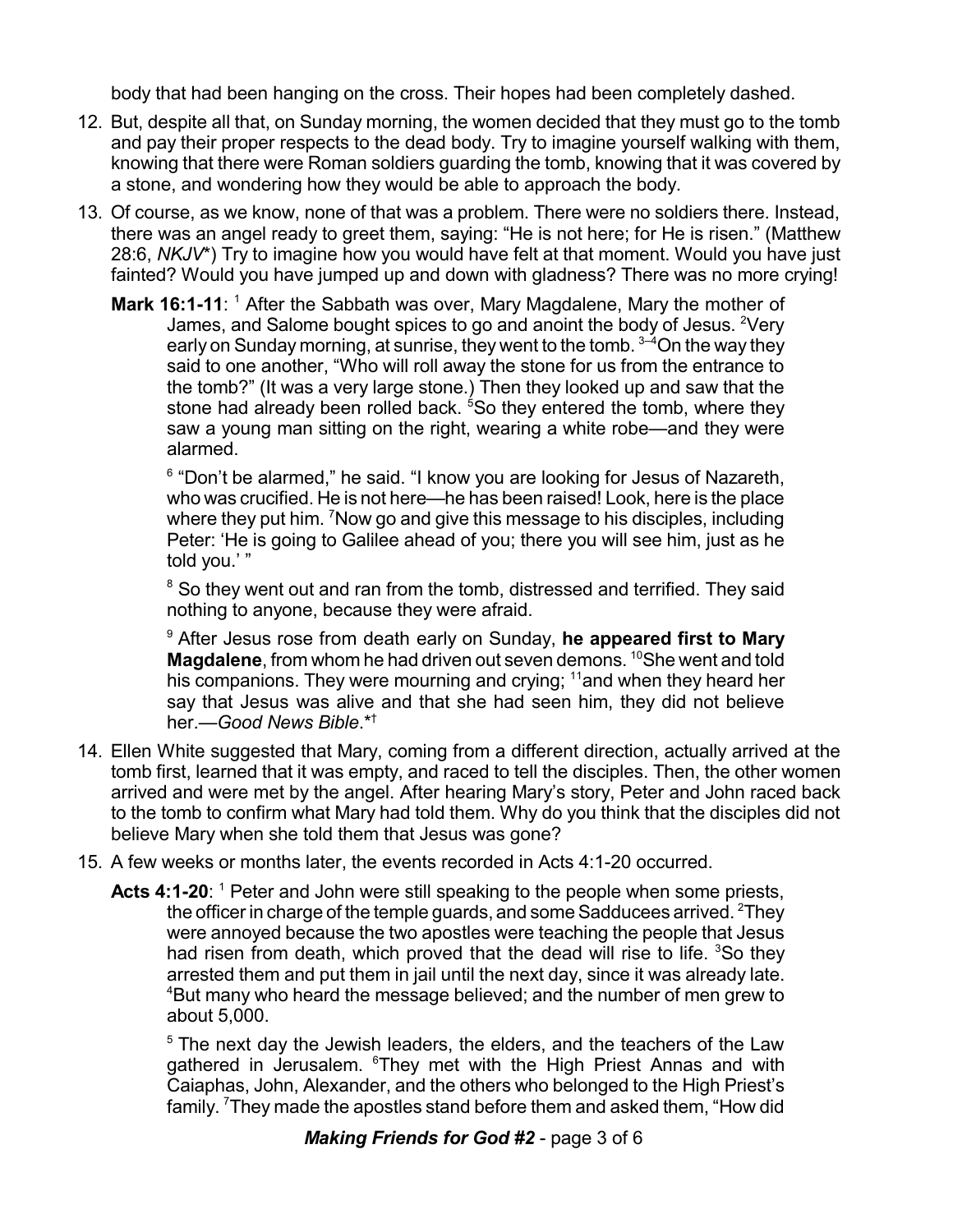body that had been hanging on the cross. Their hopes had been completely dashed.

12. But, despite all that, on Sunday morning, the women decided that they must go to the tomb and pay their proper respects to the dead body. Try to imagine yourself walking with them, knowing that there were Roman soldiers guarding the tomb, knowing that it was covered by a stone, and wondering how they would be able to approach the body.

13. Of course, as we know, none of that was a problem. There were no soldiers there. Instead, there was an angel ready to greet them, saying: "He is not here; for He is risen." (Matthew 28:6, *NKJV*\*) Try to imagine how you would have felt at that moment. Would you have just fainted? Would you have jumped up and down with gladness? There was no more crying!

 **Mark 16:1-11**: [1] After the Sabbath was over, Mary Magdalene, Mary the mother of James, and Salome bought spices to go and anoint the body of Jesus. [2]Very early on Sunday morning, at sunrise, they went to the tomb. [3–4]On the way they said to one another, "Who will roll away the stone for us from the entrance to the tomb?" (It was a very large stone.) Then they looked up and saw that the stone had already been rolled back. [5]So they entered the tomb, where they saw a young man sitting on the right, wearing a white robe—and they were alarmed.

 [6] "Don't be alarmed," he said. "I know you are looking for Jesus of Nazareth, who was crucified. He is not here—he has been raised! Look, here is the place where they put him. [7]Now go and give this message to his disciples, including Peter: 'He is going to Galilee ahead of you; there you will see him, just as he told you.' "

 [8] So they went out and ran from the tomb, distressed and terrified. They said nothing to anyone, because they were afraid.

 [9] After Jesus rose from death early on Sunday, **he appeared first to Mary Magdalene**, from whom he had driven out seven demons. [10]She went and told his companions. They were mourning and crying; [11]and when they heard her say that Jesus was alive and that she had seen him, they did not believe her.—*Good News Bible*.\*†

14. Ellen White suggested that Mary, coming from a different direction, actually arrived at the tomb first, learned that it was empty, and raced to tell the disciples. Then, the other women arrived and were met by the angel. After hearing Mary's story, Peter and John raced back to the tomb to confirm what Mary had told them. Why do you think that the disciples did not believe Mary when she told them that Jesus was gone?

15. A few weeks or months later, the events recorded in Acts 4:1-20 occurred.

 **Acts 4:1-20**: [1] Peter and John were still speaking to the people when some priests, the officer in charge of the temple guards, and some Sadducees arrived. [2]They were annoyed because the two apostles were teaching the people that Jesus had risen from death, which proved that the dead will rise to life. [3]So they arrested them and put them in jail until the next day, since it was already late. [4]But many who heard the message believed; and the number of men grew to about 5,000.

 [5] The next day the Jewish leaders, the elders, and the teachers of the Law gathered in Jerusalem. [6]They met with the High Priest Annas and with Caiaphas, John, Alexander, and the others who belonged to the High Priest's family. [7]They made the apostles stand before them and asked them, "How did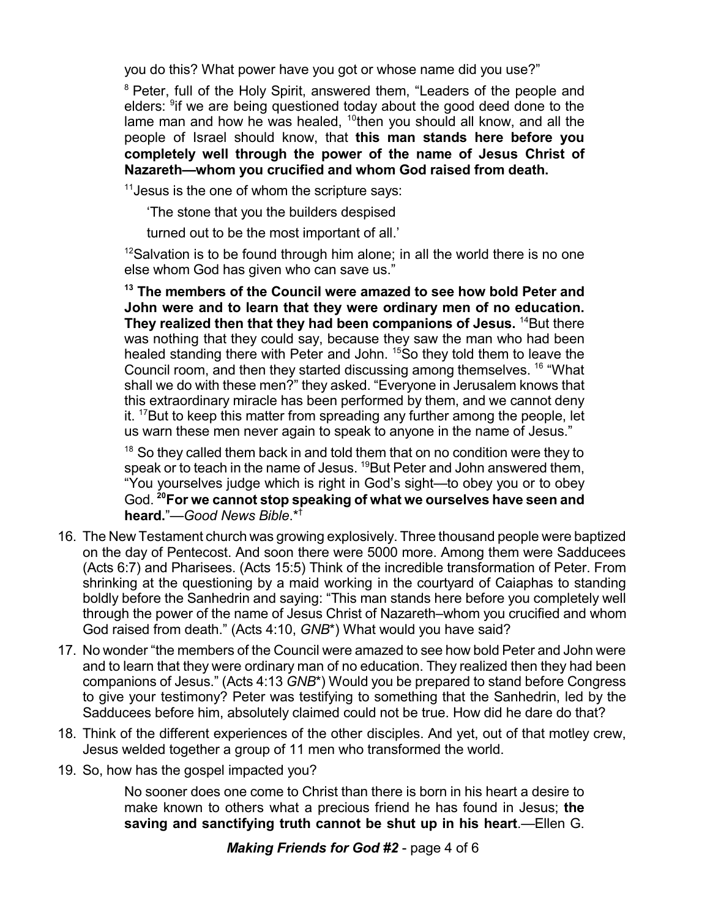you do this? What power have you got or whose name did you use?"

[8] Peter, full of the Holy Spirit, answered them, "Leaders of the people and elders: [9]if we are being questioned today about the good deed done to the lame man and how he was healed, [10]then you should all know, and all the people of Israel should know, that **this man stands here before you completely well through the power of the name of Jesus Christ of Nazareth—whom you crucified and whom God raised from death.**

[11]Jesus is the one of whom the scripture says:

> 'The stone that you the builders despised
>
> turned out to be the most important of all.'

[12]Salvation is to be found through him alone; in all the world there is no one else whom God has given who can save us."

**[13] The members of the Council were amazed to see how bold Peter and John were and to learn that they were ordinary men of no education. They realized then that they had been companions of Jesus.** [14]But there was nothing that they could say, because they saw the man who had been healed standing there with Peter and John. [15]So they told them to leave the Council room, and then they started discussing among themselves. [16] "What shall we do with these men?" they asked. "Everyone in Jerusalem knows that this extraordinary miracle has been performed by them, and we cannot deny it. [17]But to keep this matter from spreading any further among the people, let us warn these men never again to speak to anyone in the name of Jesus."

[18] So they called them back in and told them that on no condition were they to speak or to teach in the name of Jesus. [19]But Peter and John answered them, "You yourselves judge which is right in God's sight—to obey you or to obey God. **[20]For we cannot stop speaking of what we ourselves have seen and heard.**"—*Good News Bible*.*†

16. The New Testament church was growing explosively. Three thousand people were baptized on the day of Pentecost. And soon there were 5000 more. Among them were Sadducees (Acts 6:7) and Pharisees. (Acts 15:5) Think of the incredible transformation of Peter. From shrinking at the questioning by a maid working in the courtyard of Caiaphas to standing boldly before the Sanhedrin and saying: "This man stands here before you completely well through the power of the name of Jesus Christ of Nazareth–whom you crucified and whom God raised from death." (Acts 4:10, *GNB**) What would you have said?
17. No wonder "the members of the Council were amazed to see how bold Peter and John were and to learn that they were ordinary man of no education. They realized then they had been companions of Jesus." (Acts 4:13 *GNB**) Would you be prepared to stand before Congress to give your testimony? Peter was testifying to something that the Sanhedrin, led by the Sadducees before him, absolutely claimed could not be true. How did he dare do that?
18. Think of the different experiences of the other disciples. And yet, out of that motley crew, Jesus welded together a group of 11 men who transformed the world.
19. So, how has the gospel impacted you?

> No sooner does one come to Christ than there is born in his heart a desire to make known to others what a precious friend he has found in Jesus; **the saving and sanctifying truth cannot be shut up in his heart**.—Ellen G.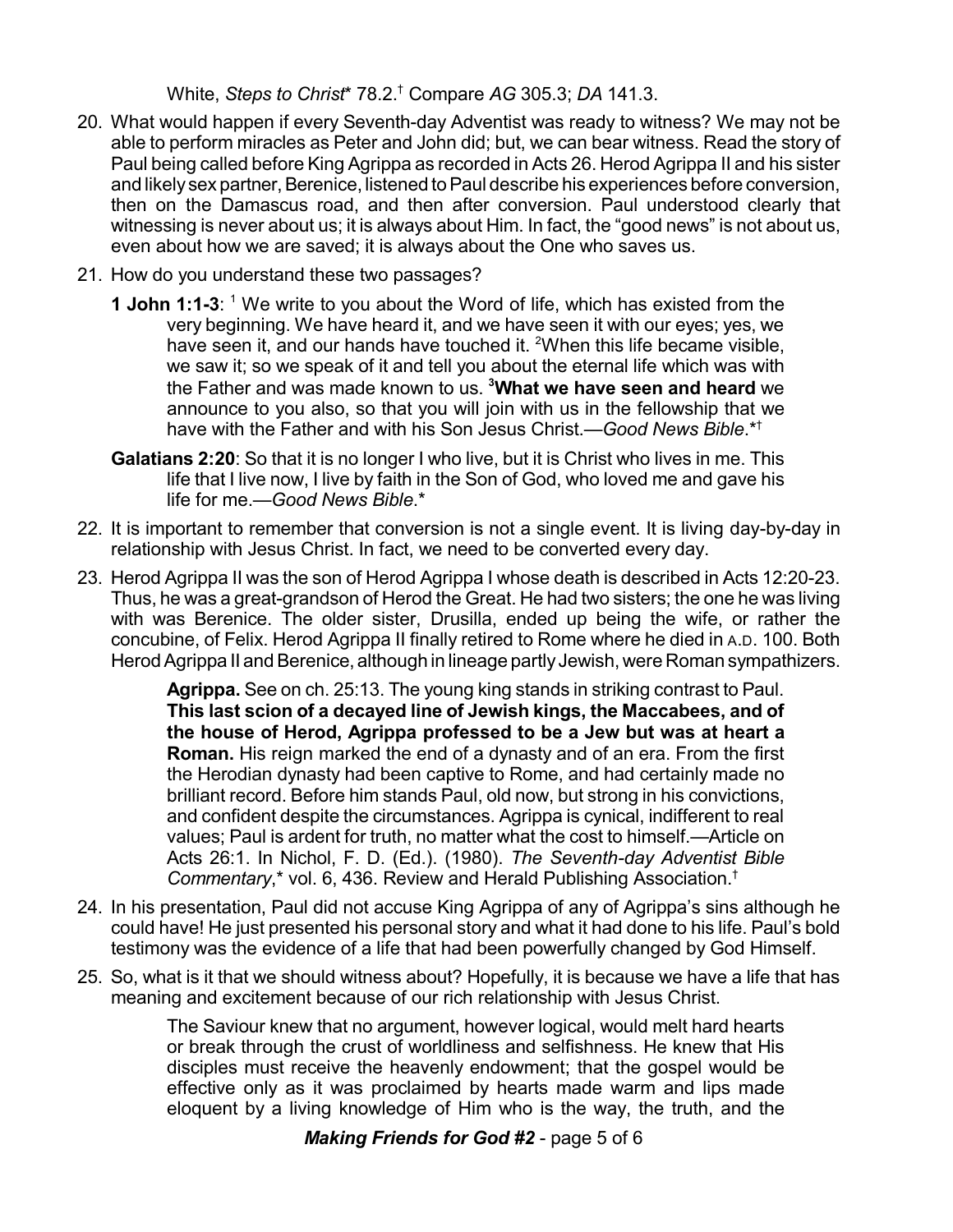White, *Steps to Christ** 78.2.† Compare *AG* 305.3; *DA* 141.3.

20. What would happen if every Seventh-day Adventist was ready to witness? We may not be able to perform miracles as Peter and John did; but, we can bear witness. Read the story of Paul being called before King Agrippa as recorded in Acts 26. Herod Agrippa II and his sister and likely sex partner, Berenice, listened to Paul describe his experiences before conversion, then on the Damascus road, and then after conversion. Paul understood clearly that witnessing is never about us; it is always about Him. In fact, the "good news" is not about us, even about how we are saved; it is always about the One who saves us.

21. How do you understand these two passages?

    **1 John 1:1-3**: [1] We write to you about the Word of life, which has existed from the very beginning. We have heard it, and we have seen it with our eyes; yes, we have seen it, and our hands have touched it. [2]When this life became visible, we saw it; so we speak of it and tell you about the eternal life which was with the Father and was made known to us. **[3]What we have seen and heard** we announce to you also, so that you will join with us in the fellowship that we have with the Father and with his Son Jesus Christ.—*Good News Bible*.*†

    **Galatians 2:20**: So that it is no longer I who live, but it is Christ who lives in me. This life that I live now, I live by faith in the Son of God, who loved me and gave his life for me.—*Good News Bible*.*

22. It is important to remember that conversion is not a single event. It is living day-by-day in relationship with Jesus Christ. In fact, we need to be converted every day.

23. Herod Agrippa II was the son of Herod Agrippa I whose death is described in Acts 12:20-23. Thus, he was a great-grandson of Herod the Great. He had two sisters; the one he was living with was Berenice. The older sister, Drusilla, ended up being the wife, or rather the concubine, of Felix. Herod Agrippa II finally retired to Rome where he died in A.D. 100. Both Herod Agrippa II and Berenice, although in lineage partly Jewish, were Roman sympathizers.

    > **Agrippa.** See on ch. 25:13. The young king stands in striking contrast to Paul. **This last scion of a decayed line of Jewish kings, the Maccabees, and of the house of Herod, Agrippa professed to be a Jew but was at heart a Roman.** His reign marked the end of a dynasty and of an era. From the first the Herodian dynasty had been captive to Rome, and had certainly made no brilliant record. Before him stands Paul, old now, but strong in his convictions, and confident despite the circumstances. Agrippa is cynical, indifferent to real values; Paul is ardent for truth, no matter what the cost to himself.—Article on Acts 26:1. In Nichol, F. D. (Ed.). (1980). *The Seventh-day Adventist Bible Commentary*,* vol. 6, 436. Review and Herald Publishing Association.†

24. In his presentation, Paul did not accuse King Agrippa of any of Agrippa's sins although he could have! He just presented his personal story and what it had done to his life. Paul's bold testimony was the evidence of a life that had been powerfully changed by God Himself.

25. So, what is it that we should witness about? Hopefully, it is because we have a life that has meaning and excitement because of our rich relationship with Jesus Christ.

    > The Saviour knew that no argument, however logical, would melt hard hearts or break through the crust of worldliness and selfishness. He knew that His disciples must receive the heavenly endowment; that the gospel would be effective only as it was proclaimed by hearts made warm and lips made eloquent by a living knowledge of Him who is the way, the truth, and the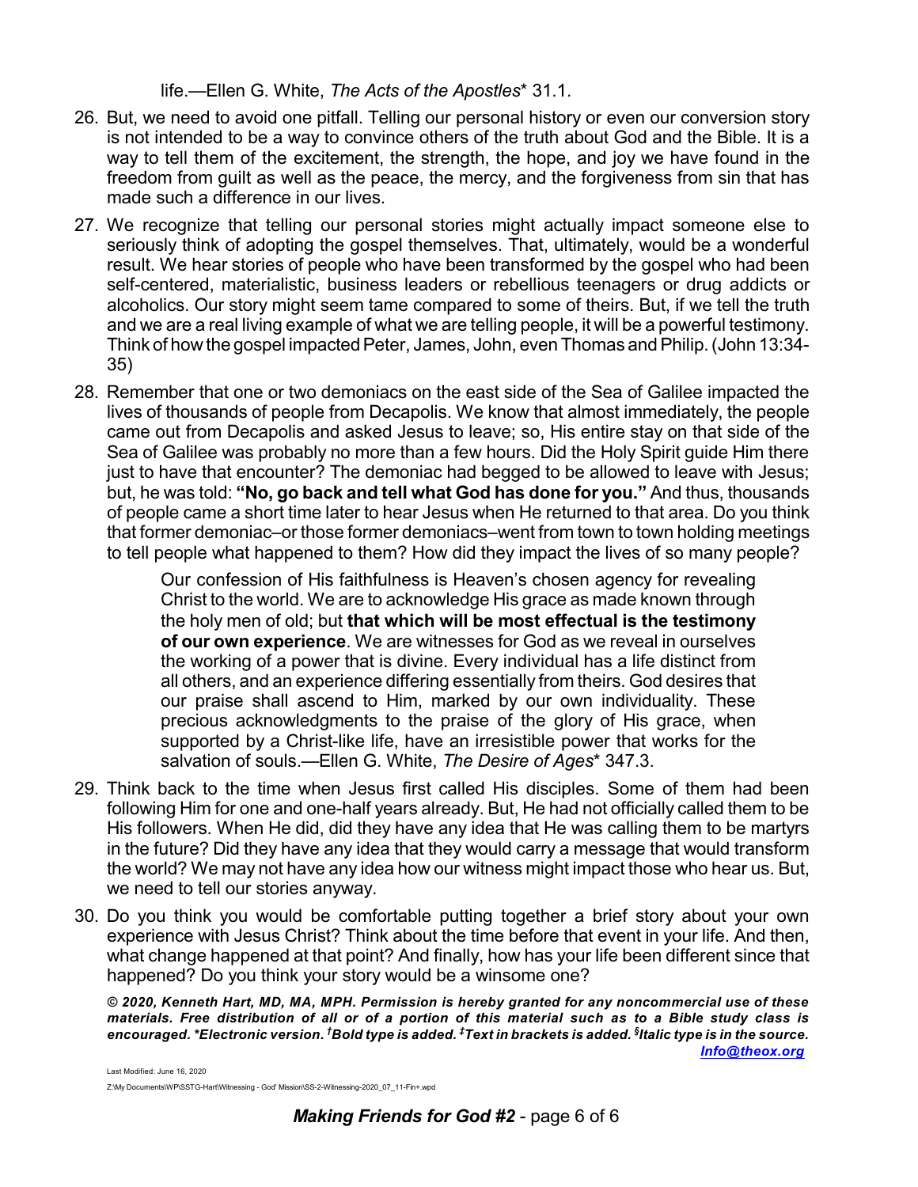life.—Ellen G. White, *The Acts of the Apostles** 31.1.

26. But, we need to avoid one pitfall. Telling our personal history or even our conversion story is not intended to be a way to convince others of the truth about God and the Bible. It is a way to tell them of the excitement, the strength, the hope, and joy we have found in the freedom from guilt as well as the peace, the mercy, and the forgiveness from sin that has made such a difference in our lives.

27. We recognize that telling our personal stories might actually impact someone else to seriously think of adopting the gospel themselves. That, ultimately, would be a wonderful result. We hear stories of people who have been transformed by the gospel who had been self-centered, materialistic, business leaders or rebellious teenagers or drug addicts or alcoholics. Our story might seem tame compared to some of theirs. But, if we tell the truth and we are a real living example of what we are telling people, it will be a powerful testimony. Think of how the gospel impacted Peter, James, John, even Thomas and Philip. (John 13:34-35)

28. Remember that one or two demoniacs on the east side of the Sea of Galilee impacted the lives of thousands of people from Decapolis. We know that almost immediately, the people came out from Decapolis and asked Jesus to leave; so, His entire stay on that side of the Sea of Galilee was probably no more than a few hours. Did the Holy Spirit guide Him there just to have that encounter? The demoniac had begged to be allowed to leave with Jesus; but, he was told: **"No, go back and tell what God has done for you."** And thus, thousands of people came a short time later to hear Jesus when He returned to that area. Do you think that former demoniac–or those former demoniacs–went from town to town holding meetings to tell people what happened to them? How did they impact the lives of so many people?

    > Our confession of His faithfulness is Heaven's chosen agency for revealing Christ to the world. We are to acknowledge His grace as made known through the holy men of old; but **that which will be most effectual is the testimony of our own experience**. We are witnesses for God as we reveal in ourselves the working of a power that is divine. Every individual has a life distinct from all others, and an experience differing essentially from theirs. God desires that our praise shall ascend to Him, marked by our own individuality. These precious acknowledgments to the praise of the glory of His grace, when supported by a Christ-like life, have an irresistible power that works for the salvation of souls.—Ellen G. White, *The Desire of Ages** 347.3.

29. Think back to the time when Jesus first called His disciples. Some of them had been following Him for one and one-half years already. But, He had not officially called them to be His followers. When He did, did they have any idea that He was calling them to be martyrs in the future? Did they have any idea that they would carry a message that would transform the world? We may not have any idea how our witness might impact those who hear us. But, we need to tell our stories anyway.

30. Do you think you would be comfortable putting together a brief story about your own experience with Jesus Christ? Think about the time before that event in your life. And then, what change happened at that point? And finally, how has your life been different since that happened? Do you think your story would be a winsome one?

***© 2020, Kenneth Hart, MD, MA, MPH. Permission is hereby granted for any noncommercial use of these materials. Free distribution of all or of a portion of this material such as to a Bible study class is encouraged. *Electronic version. †Bold type is added. ‡Text in brackets is added. §Italic type is in the source.***
***Info@theox.org***

Last Modified: June 16, 2020

Z:\My Documents\WP\SSTG-Hart\Witnessing - God' Mission\SS-2-Witnessing-2020_07_11-Fin+.wpd